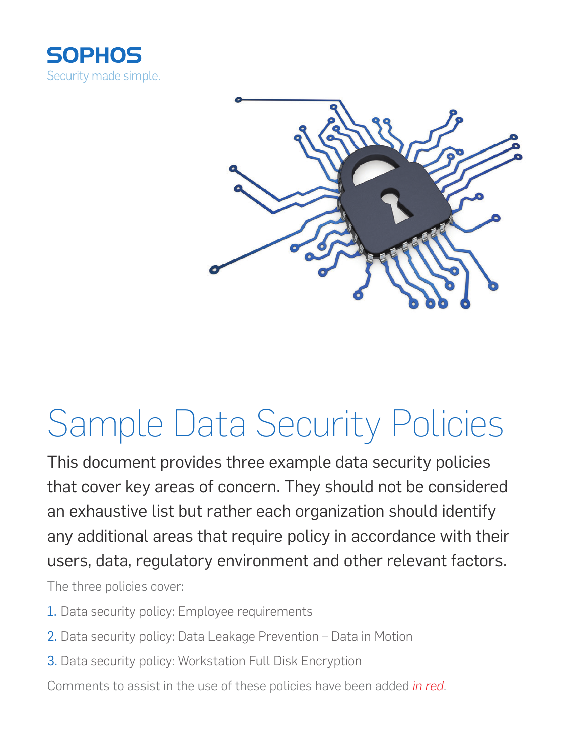SOPHOS

Security made simple.

# Sample Data Security Policies

This document provides three example data security policies that cover key areas of concern. They should not be considered an exhaustive list but rather each organization should identify any additional areas that require policy in accordance with their users, data, regulatory environment and other relevant factors.

The three policies cover:

1. Data security policy: Employee requirements
2. Data security policy: Data Leakage Prevention – Data in Motion
3. Data security policy: Workstation Full Disk Encryption

Comments to assist in the use of these policies have been added *in red*.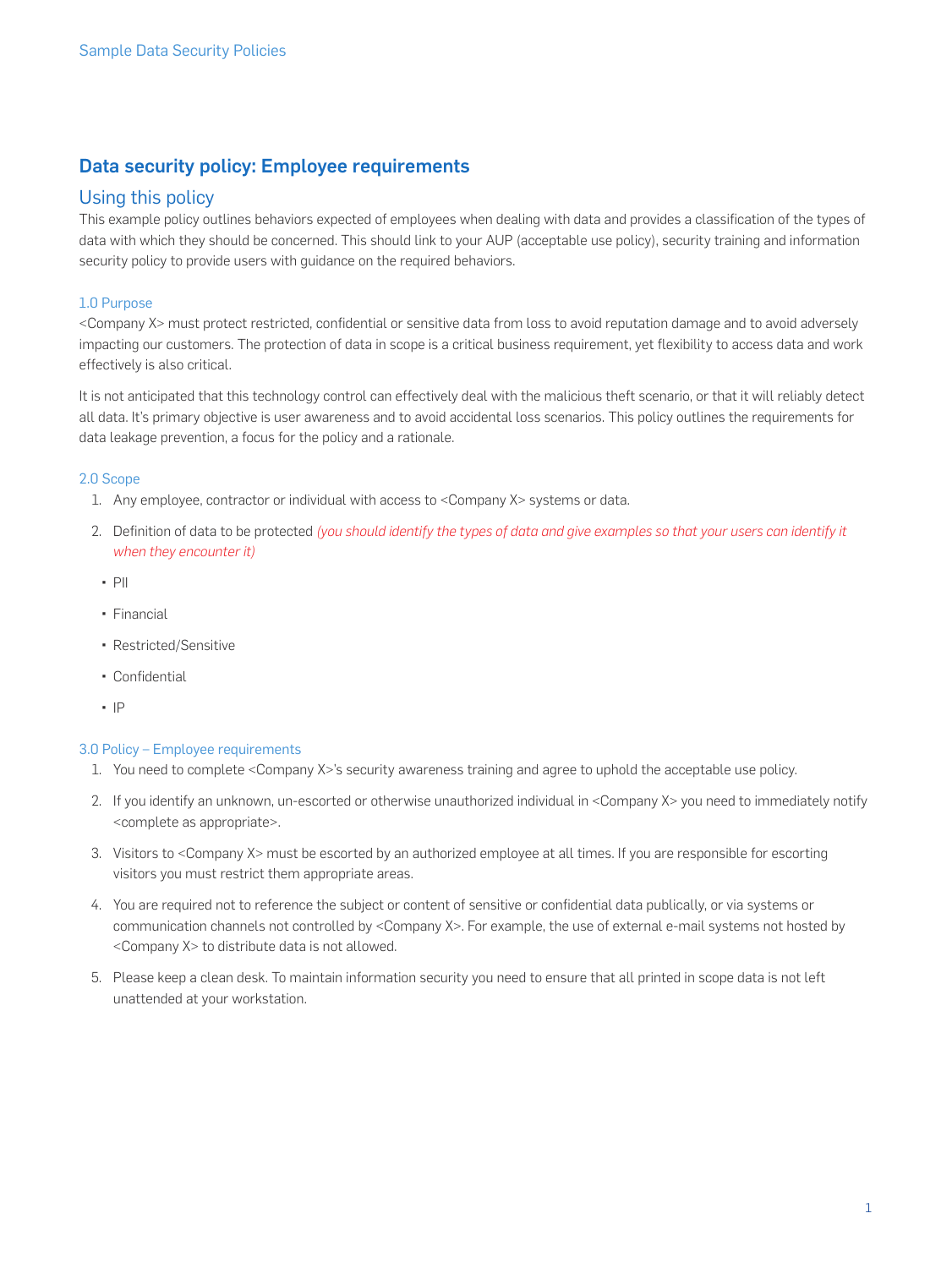## Data security policy: Employee requirements

### Using this policy

This example policy outlines behaviors expected of employees when dealing with data and provides a classification of the types of data with which they should be concerned. This should link to your AUP (acceptable use policy), security training and information security policy to provide users with guidance on the required behaviors.

#### 1.0 Purpose

<Company X> must protect restricted, confidential or sensitive data from loss to avoid reputation damage and to avoid adversely impacting our customers. The protection of data in scope is a critical business requirement, yet flexibility to access data and work effectively is also critical.

It is not anticipated that this technology control can effectively deal with the malicious theft scenario, or that it will reliably detect all data. It's primary objective is user awareness and to avoid accidental loss scenarios. This policy outlines the requirements for data leakage prevention, a focus for the policy and a rationale.

#### 2.0 Scope

1. Any employee, contractor or individual with access to <Company X> systems or data.
2. Definition of data to be protected *(you should identify the types of data and give examples so that your users can identify it when they encounter it)*

- PII
- Financial
- Restricted/Sensitive
- Confidential
- IP

#### 3.0 Policy – Employee requirements

1. You need to complete <Company X>'s security awareness training and agree to uphold the acceptable use policy.
2. If you identify an unknown, un-escorted or otherwise unauthorized individual in <Company X> you need to immediately notify <complete as appropriate>.
3. Visitors to <Company X> must be escorted by an authorized employee at all times. If you are responsible for escorting visitors you must restrict them appropriate areas.
4. You are required not to reference the subject or content of sensitive or confidential data publically, or via systems or communication channels not controlled by <Company X>. For example, the use of external e-mail systems not hosted by <Company X> to distribute data is not allowed.
5. Please keep a clean desk. To maintain information security you need to ensure that all printed in scope data is not left unattended at your workstation.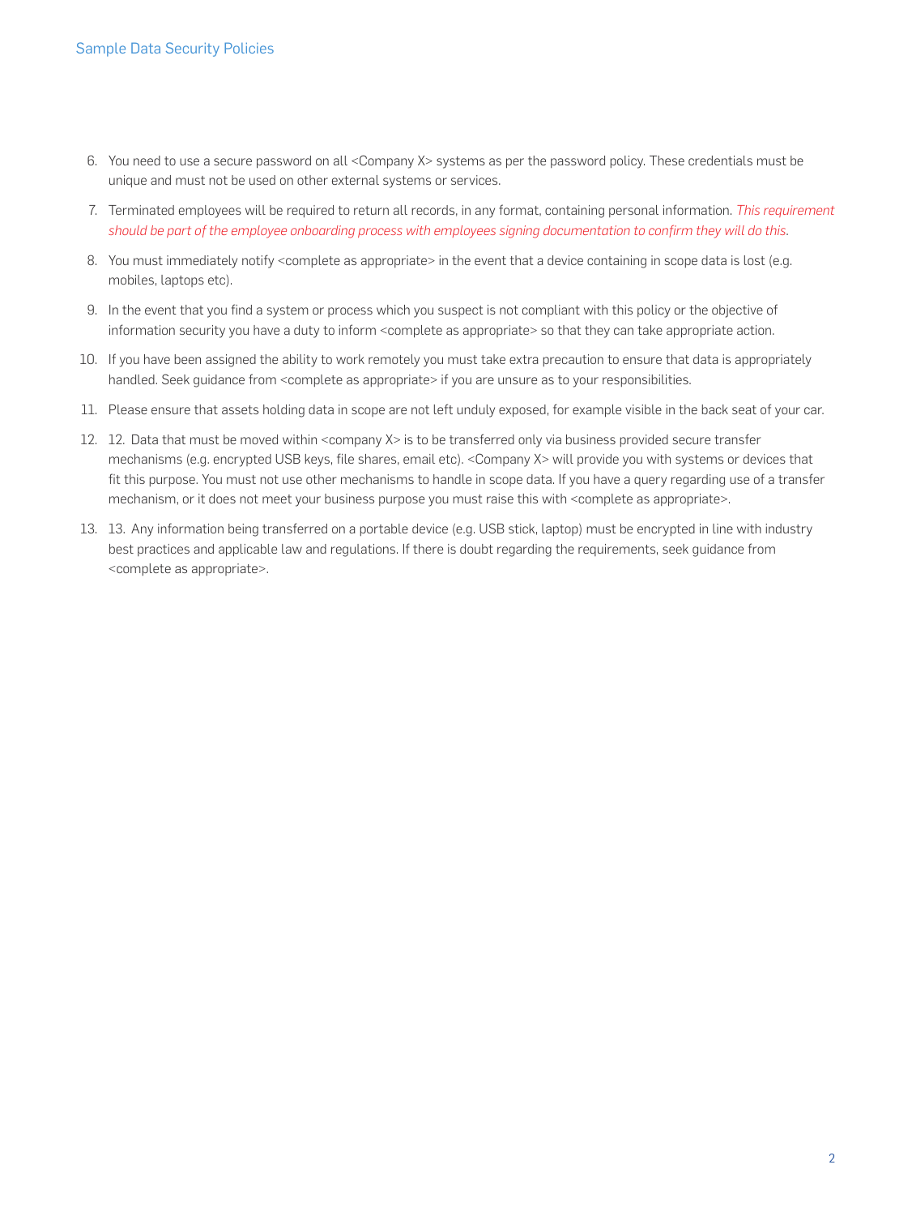6. You need to use a secure password on all <Company X> systems as per the password policy. These credentials must be unique and must not be used on other external systems or services.
7. Terminated employees will be required to return all records, in any format, containing personal information. *This requirement should be part of the employee onboarding process with employees signing documentation to confirm they will do this.*
8. You must immediately notify <complete as appropriate> in the event that a device containing in scope data is lost (e.g. mobiles, laptops etc).
9. In the event that you find a system or process which you suspect is not compliant with this policy or the objective of information security you have a duty to inform <complete as appropriate> so that they can take appropriate action.
10. If you have been assigned the ability to work remotely you must take extra precaution to ensure that data is appropriately handled. Seek guidance from <complete as appropriate> if you are unsure as to your responsibilities.
11. Please ensure that assets holding data in scope are not left unduly exposed, for example visible in the back seat of your car.
12. 12. Data that must be moved within <company X> is to be transferred only via business provided secure transfer mechanisms (e.g. encrypted USB keys, file shares, email etc). <Company X> will provide you with systems or devices that fit this purpose. You must not use other mechanisms to handle in scope data. If you have a query regarding use of a transfer mechanism, or it does not meet your business purpose you must raise this with <complete as appropriate>.
13. 13. Any information being transferred on a portable device (e.g. USB stick, laptop) must be encrypted in line with industry best practices and applicable law and regulations. If there is doubt regarding the requirements, seek guidance from <complete as appropriate>.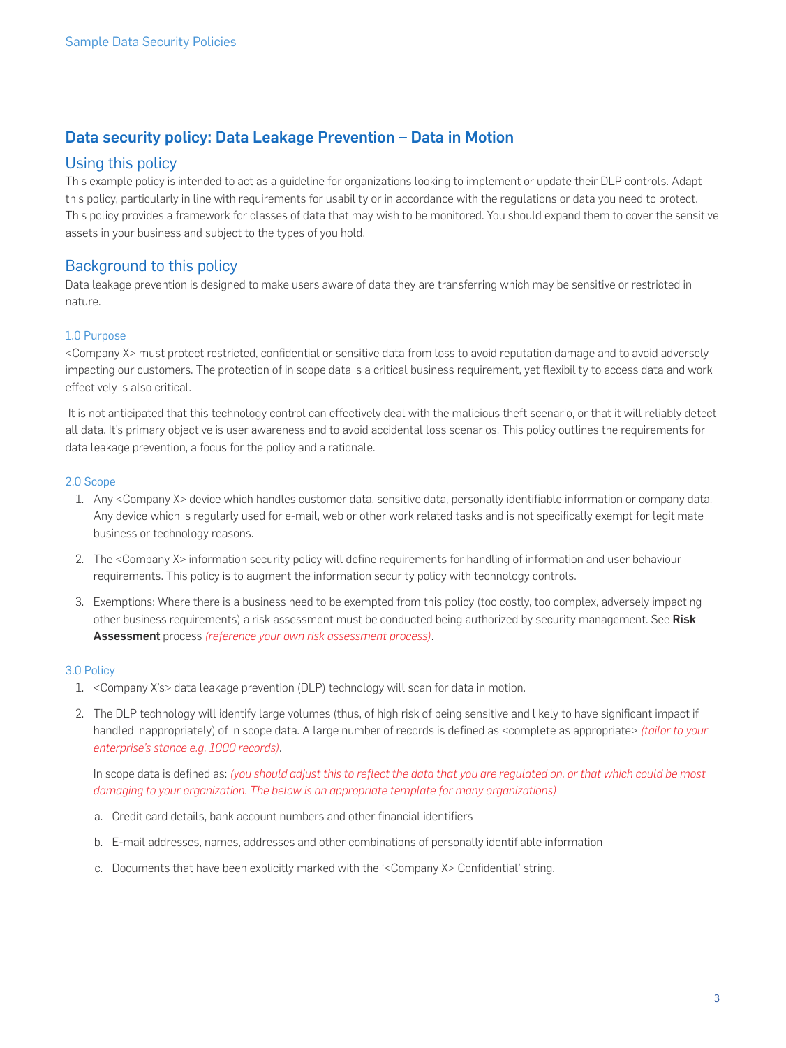## Data security policy: Data Leakage Prevention – Data in Motion

### Using this policy

This example policy is intended to act as a guideline for organizations looking to implement or update their DLP controls. Adapt this policy, particularly in line with requirements for usability or in accordance with the regulations or data you need to protect. This policy provides a framework for classes of data that may wish to be monitored. You should expand them to cover the sensitive assets in your business and subject to the types of you hold.

### Background to this policy

Data leakage prevention is designed to make users aware of data they are transferring which may be sensitive or restricted in nature.

#### 1.0 Purpose

<Company X> must protect restricted, confidential or sensitive data from loss to avoid reputation damage and to avoid adversely impacting our customers. The protection of in scope data is a critical business requirement, yet flexibility to access data and work effectively is also critical.

It is not anticipated that this technology control can effectively deal with the malicious theft scenario, or that it will reliably detect all data. It's primary objective is user awareness and to avoid accidental loss scenarios. This policy outlines the requirements for data leakage prevention, a focus for the policy and a rationale.

#### 2.0 Scope

1. Any <Company X> device which handles customer data, sensitive data, personally identifiable information or company data. Any device which is regularly used for e-mail, web or other work related tasks and is not specifically exempt for legitimate business or technology reasons.

2. The <Company X> information security policy will define requirements for handling of information and user behaviour requirements. This policy is to augment the information security policy with technology controls.

3. Exemptions: Where there is a business need to be exempted from this policy (too costly, too complex, adversely impacting other business requirements) a risk assessment must be conducted being authorized by security management. See **Risk Assessment** process *(reference your own risk assessment process)*.

#### 3.0 Policy

1. <Company X's> data leakage prevention (DLP) technology will scan for data in motion.

2. The DLP technology will identify large volumes (thus, of high risk of being sensitive and likely to have significant impact if handled inappropriately) of in scope data. A large number of records is defined as <complete as appropriate> *(tailor to your enterprise's stance e.g. 1000 records)*.

   In scope data is defined as: *(you should adjust this to reflect the data that you are regulated on, or that which could be most damaging to your organization. The below is an appropriate template for many organizations)*

   a. Credit card details, bank account numbers and other financial identifiers

   b. E-mail addresses, names, addresses and other combinations of personally identifiable information

   c. Documents that have been explicitly marked with the '<Company X> Confidential' string.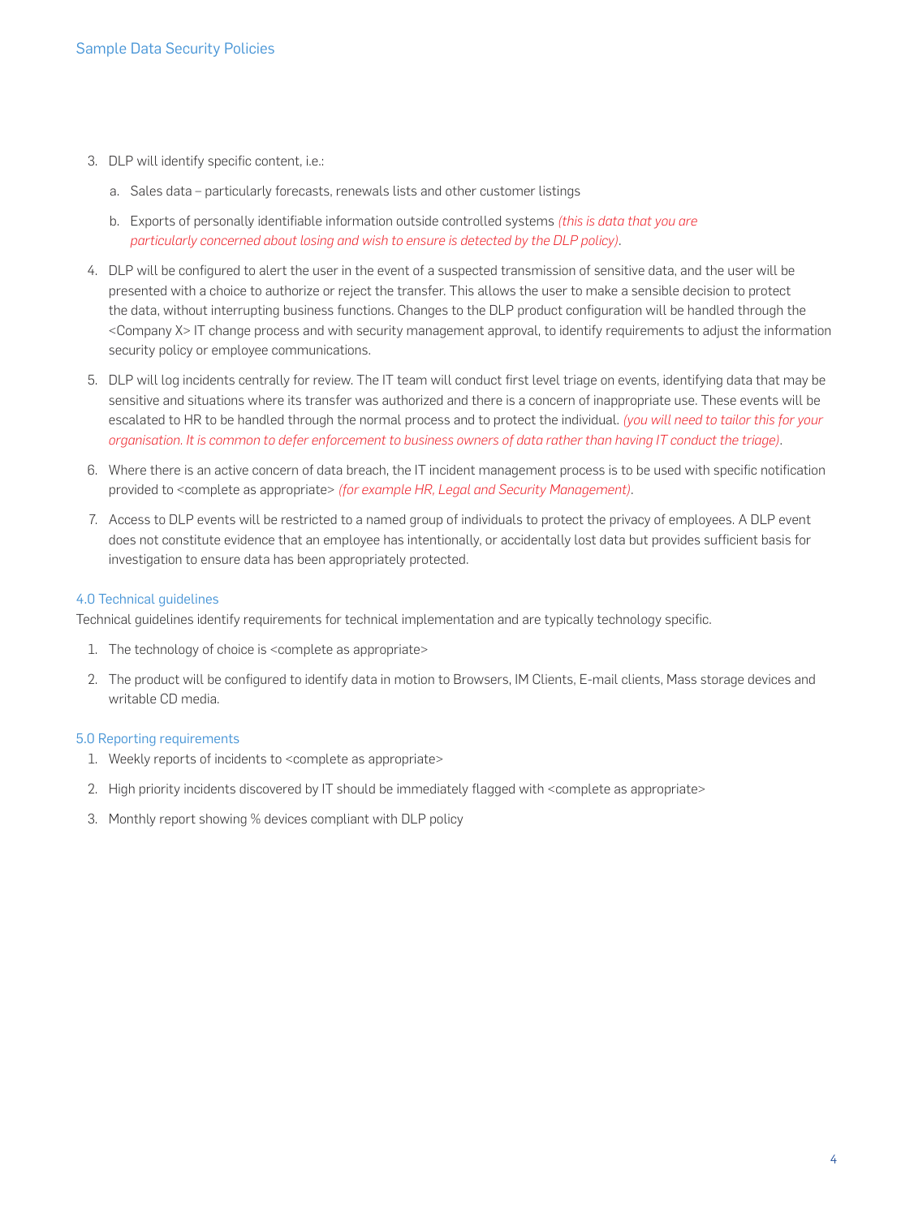3. DLP will identify specific content, i.e.:

    a. Sales data – particularly forecasts, renewals lists and other customer listings

    b. Exports of personally identifiable information outside controlled systems *(this is data that you are particularly concerned about losing and wish to ensure is detected by the DLP policy)*.

4. DLP will be configured to alert the user in the event of a suspected transmission of sensitive data, and the user will be presented with a choice to authorize or reject the transfer. This allows the user to make a sensible decision to protect the data, without interrupting business functions. Changes to the DLP product configuration will be handled through the <Company X> IT change process and with security management approval, to identify requirements to adjust the information security policy or employee communications.

5. DLP will log incidents centrally for review. The IT team will conduct first level triage on events, identifying data that may be sensitive and situations where its transfer was authorized and there is a concern of inappropriate use. These events will be escalated to HR to be handled through the normal process and to protect the individual. *(you will need to tailor this for your organisation. It is common to defer enforcement to business owners of data rather than having IT conduct the triage)*.

6. Where there is an active concern of data breach, the IT incident management process is to be used with specific notification provided to <complete as appropriate> *(for example HR, Legal and Security Management)*.

7. Access to DLP events will be restricted to a named group of individuals to protect the privacy of employees. A DLP event does not constitute evidence that an employee has intentionally, or accidentally lost data but provides sufficient basis for investigation to ensure data has been appropriately protected.

## 4.0 Technical guidelines

Technical guidelines identify requirements for technical implementation and are typically technology specific.

1. The technology of choice is <complete as appropriate>

2. The product will be configured to identify data in motion to Browsers, IM Clients, E-mail clients, Mass storage devices and writable CD media.

## 5.0 Reporting requirements

1. Weekly reports of incidents to <complete as appropriate>

2. High priority incidents discovered by IT should be immediately flagged with <complete as appropriate>

3. Monthly report showing % devices compliant with DLP policy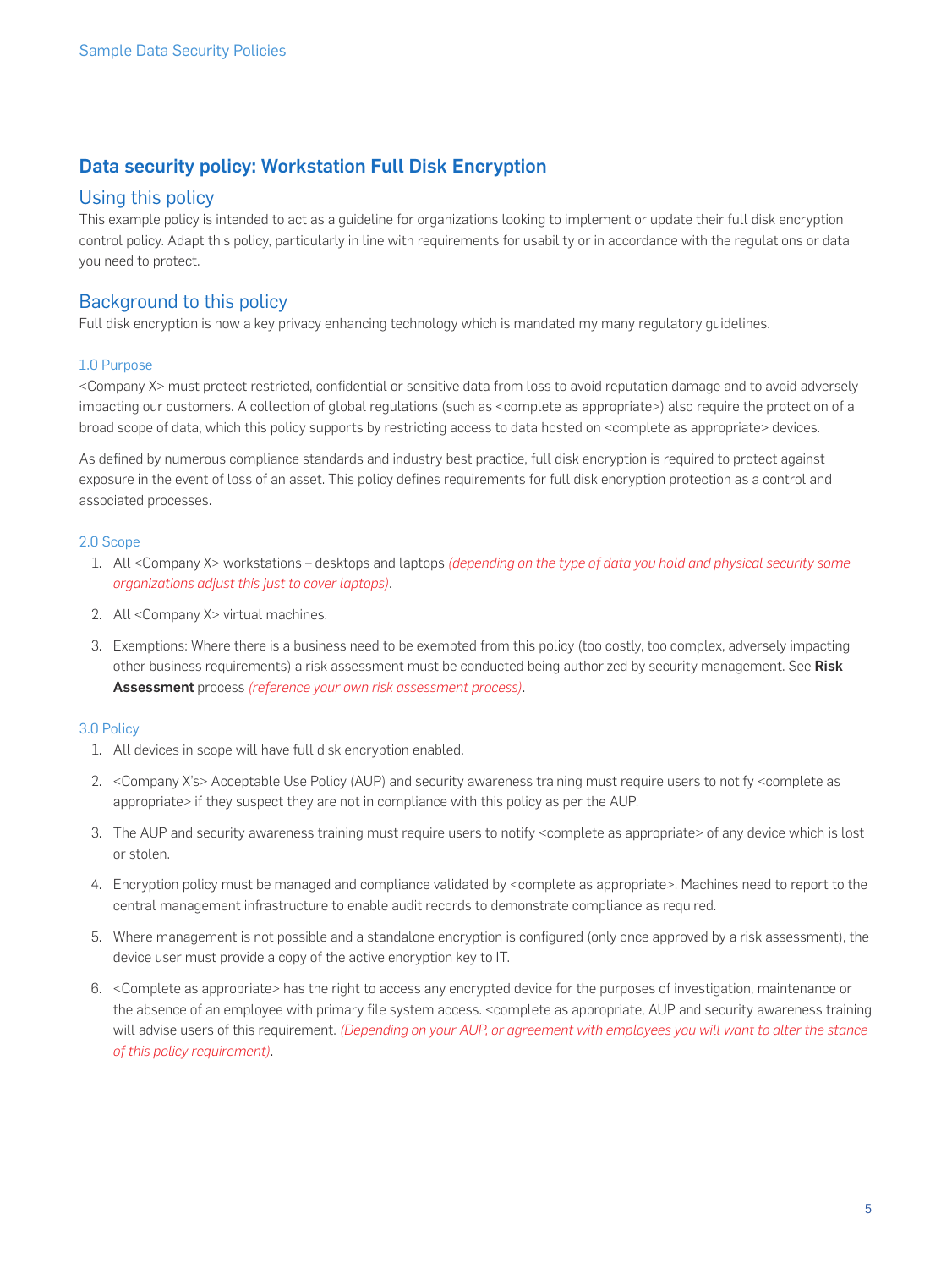## Data security policy: Workstation Full Disk Encryption

### Using this policy

This example policy is intended to act as a guideline for organizations looking to implement or update their full disk encryption control policy. Adapt this policy, particularly in line with requirements for usability or in accordance with the regulations or data you need to protect.

### Background to this policy

Full disk encryption is now a key privacy enhancing technology which is mandated my many regulatory guidelines.

#### 1.0 Purpose

<Company X> must protect restricted, confidential or sensitive data from loss to avoid reputation damage and to avoid adversely impacting our customers. A collection of global regulations (such as <complete as appropriate>) also require the protection of a broad scope of data, which this policy supports by restricting access to data hosted on <complete as appropriate> devices.

As defined by numerous compliance standards and industry best practice, full disk encryption is required to protect against exposure in the event of loss of an asset. This policy defines requirements for full disk encryption protection as a control and associated processes.

#### 2.0 Scope

1. All <Company X> workstations – desktops and laptops *(depending on the type of data you hold and physical security some organizations adjust this just to cover laptops)*.
2. All <Company X> virtual machines.
3. Exemptions: Where there is a business need to be exempted from this policy (too costly, too complex, adversely impacting other business requirements) a risk assessment must be conducted being authorized by security management. See **Risk Assessment** process *(reference your own risk assessment process)*.

#### 3.0 Policy

1. All devices in scope will have full disk encryption enabled.
2. <Company X's> Acceptable Use Policy (AUP) and security awareness training must require users to notify <complete as appropriate> if they suspect they are not in compliance with this policy as per the AUP.
3. The AUP and security awareness training must require users to notify <complete as appropriate> of any device which is lost or stolen.
4. Encryption policy must be managed and compliance validated by <complete as appropriate>. Machines need to report to the central management infrastructure to enable audit records to demonstrate compliance as required.
5. Where management is not possible and a standalone encryption is configured (only once approved by a risk assessment), the device user must provide a copy of the active encryption key to IT.
6. <Complete as appropriate> has the right to access any encrypted device for the purposes of investigation, maintenance or the absence of an employee with primary file system access. <complete as appropriate, AUP and security awareness training will advise users of this requirement. *(Depending on your AUP, or agreement with employees you will want to alter the stance of this policy requirement)*.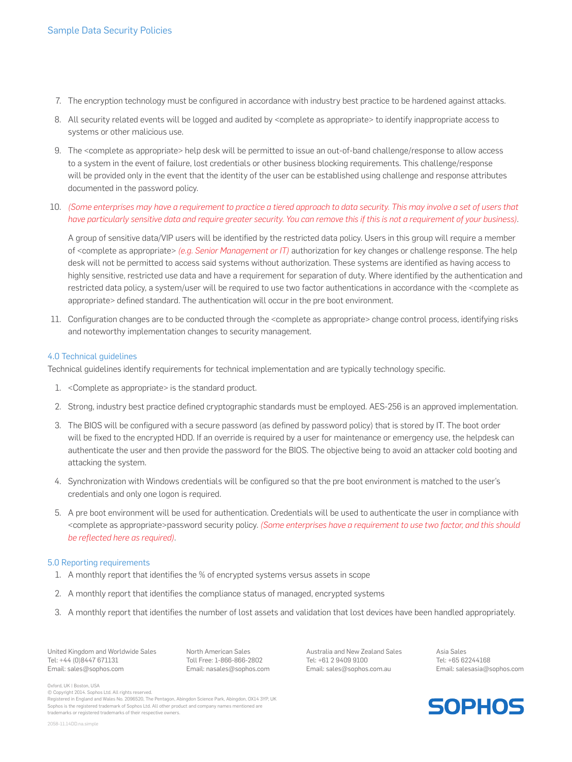7. The encryption technology must be configured in accordance with industry best practice to be hardened against attacks.

8. All security related events will be logged and audited by <complete as appropriate> to identify inappropriate access to systems or other malicious use.

9. The <complete as appropriate> help desk will be permitted to issue an out-of-band challenge/response to allow access to a system in the event of failure, lost credentials or other business blocking requirements. This challenge/response will be provided only in the event that the identity of the user can be established using challenge and response attributes documented in the password policy.

10. *(Some enterprises may have a requirement to practice a tiered approach to data security. This may involve a set of users that have particularly sensitive data and require greater security. You can remove this if this is not a requirement of your business).*

    A group of sensitive data/VIP users will be identified by the restricted data policy. Users in this group will require a member of <complete as appropriate> *(e.g. Senior Management or IT)* authorization for key changes or challenge response. The help desk will not be permitted to access said systems without authorization. These systems are identified as having access to highly sensitive, restricted use data and have a requirement for separation of duty. Where identified by the authentication and restricted data policy, a system/user will be required to use two factor authentications in accordance with the <complete as appropriate> defined standard. The authentication will occur in the pre boot environment.

11. Configuration changes are to be conducted through the <complete as appropriate> change control process, identifying risks and noteworthy implementation changes to security management.

## 4.0 Technical guidelines

Technical guidelines identify requirements for technical implementation and are typically technology specific.

1. <Complete as appropriate> is the standard product.

2. Strong, industry best practice defined cryptographic standards must be employed. AES-256 is an approved implementation.

3. The BIOS will be configured with a secure password (as defined by password policy) that is stored by IT. The boot order will be fixed to the encrypted HDD. If an override is required by a user for maintenance or emergency use, the helpdesk can authenticate the user and then provide the password for the BIOS. The objective being to avoid an attacker cold booting and attacking the system.

4. Synchronization with Windows credentials will be configured so that the pre boot environment is matched to the user's credentials and only one logon is required.

5. A pre boot environment will be used for authentication. Credentials will be used to authenticate the user in compliance with <complete as appropriate>password security policy. *(Some enterprises have a requirement to use two factor, and this should be reflected here as required).*

## 5.0 Reporting requirements

1. A monthly report that identifies the % of encrypted systems versus assets in scope

2. A monthly report that identifies the compliance status of managed, encrypted systems

3. A monthly report that identifies the number of lost assets and validation that lost devices have been handled appropriately.

United Kingdom and Worldwide Sales
Tel: +44 (0)8447 671131
Email: sales@sophos.com

North American Sales
Toll Free: 1-866-866-2802
Email: nasales@sophos.com

Australia and New Zealand Sales
Tel: +61 2 9409 9100
Email: sales@sophos.com.au

Asia Sales
Tel: +65 62244168
Email: salesasia@sophos.com

Oxford, UK | Boston, USA
© Copyright 2014. Sophos Ltd. All rights reserved.
Registered in England and Wales No. 2096520, The Pentagon, Abingdon Science Park, Abingdon, OX14 3YP, UK
Sophos is the registered trademark of Sophos Ltd. All other product and company names mentioned are trademarks or registered trademarks of their respective owners.

2058-11.14DD.na.simple

SOPHOS